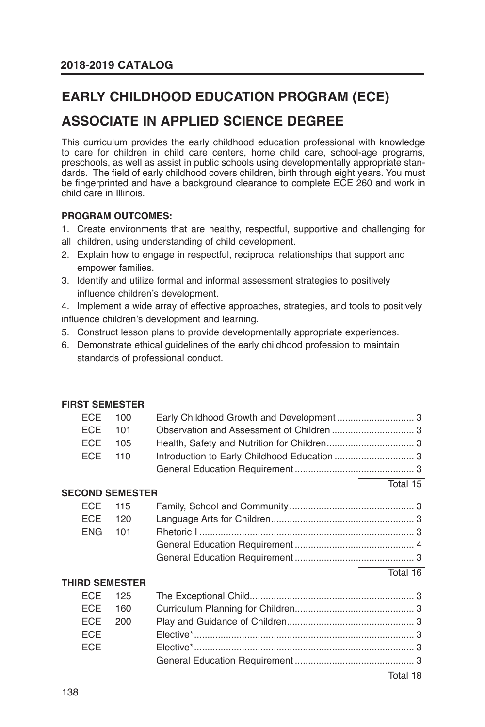# EARLY CHILDHOOD EDUCATION PROGRAM (ECE)

# ASSOCIATE IN APPLIED SCIENCE DEGREE

This curriculum provides the early childhood education professional with knowledge to care for children in child care centers, home child care, school-age programs, preschools, as well as assist in public schools using developmentally appropriate standards. The field of early childhood covers children, birth through eight years. You must be fingerprinted and have a background clearance to complete ECE 260 and work in child care in Illinois.

**PROGRAM OUTCOMES:**

1. Create environments that are healthy, respectful, supportive and challenging for all children, using understanding of child development.
2. Explain how to engage in respectful, reciprocal relationships that support and empower families.
3. Identify and utilize formal and informal assessment strategies to positively influence children's development.
4. Implement a wide array of effective approaches, strategies, and tools to positively influence children's development and learning.
5. Construct lesson plans to provide developmentally appropriate experiences.
6. Demonstrate ethical guidelines of the early childhood profession to maintain standards of professional conduct.

**FIRST SEMESTER**

| | | | |
|---|---|---|---|
| ECE | 100 | Early Childhood Growth and Development | 3 |
| ECE | 101 | Observation and Assessment of Children | 3 |
| ECE | 105 | Health, Safety and Nutrition for Children | 3 |
| ECE | 110 | Introduction to Early Childhood Education | 3 |
| | | General Education Requirement | 3 |
| | | | Total 15 |

**SECOND SEMESTER**

| | | | |
|---|---|---|---|
| ECE | 115 | Family, School and Community | 3 |
| ECE | 120 | Language Arts for Children | 3 |
| ENG | 101 | Rhetoric I | 3 |
| | | General Education Requirement | 4 |
| | | General Education Requirement | 3 |
| | | | Total 16 |

**THIRD SEMESTER**

| | | | |
|---|---|---|---|
| ECE | 125 | The Exceptional Child | 3 |
| ECE | 160 | Curriculum Planning for Children | 3 |
| ECE | 200 | Play and Guidance of Children | 3 |
| ECE | | Elective* | 3 |
| ECE | | Elective* | 3 |
| | | General Education Requirement | 3 |
| | | | Total 18 |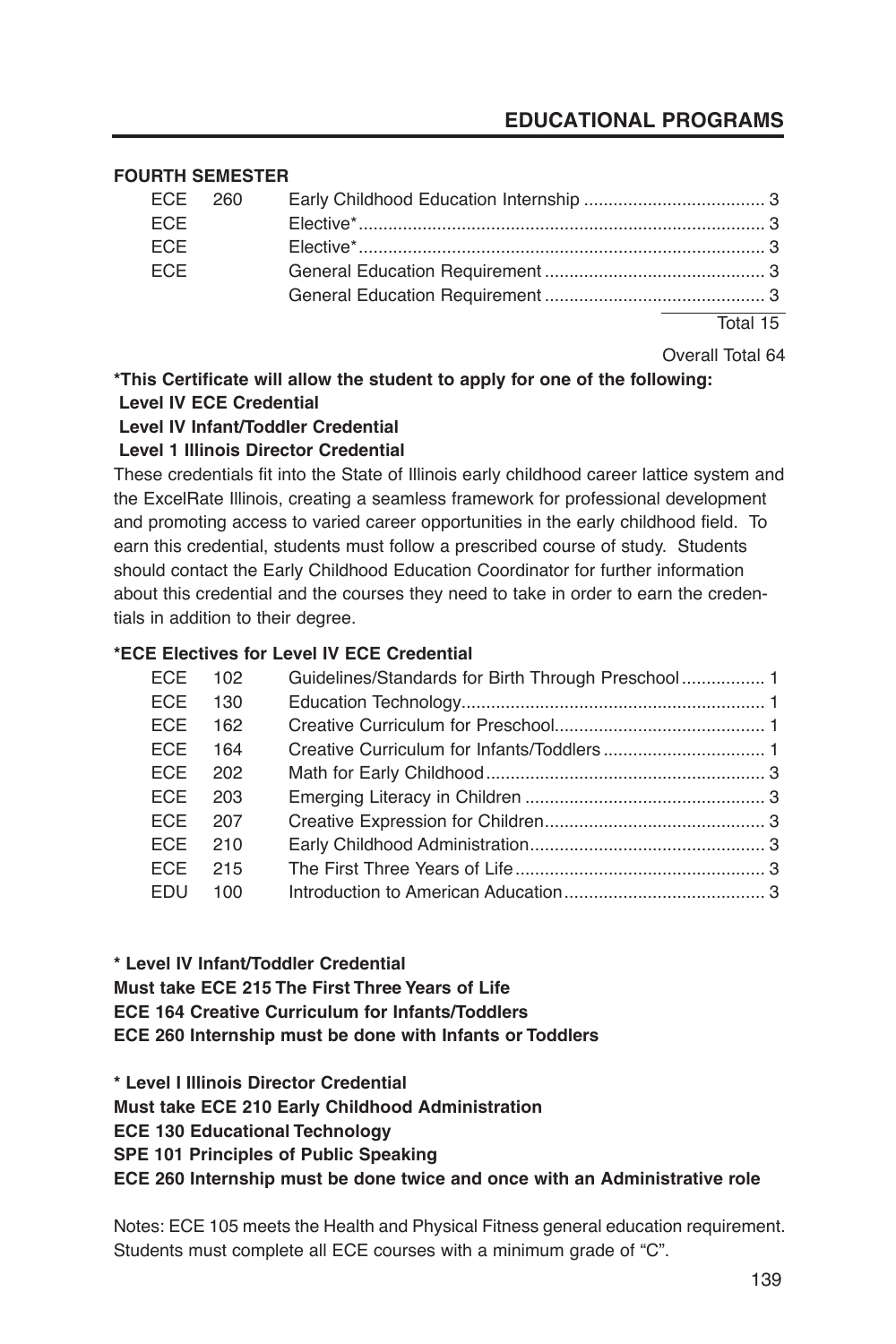**FOURTH SEMESTER**

| | | | |
|---|---|---|---|
| ECE | 260 | Early Childhood Education Internship | 3 |
| ECE | | Elective* | 3 |
| ECE | | Elective* | 3 |
| ECE | | General Education Requirement | 3 |
| | | General Education Requirement | 3 |
| | | | Total 15 |

Overall Total 64

**\*This Certificate will allow the student to apply for one of the following:**
**Level IV ECE Credential**
**Level IV Infant/Toddler Credential**
**Level 1 Illinois Director Credential**

These credentials fit into the State of Illinois early childhood career lattice system and the ExcelRate Illinois, creating a seamless framework for professional development and promoting access to varied career opportunities in the early childhood field. To earn this credential, students must follow a prescribed course of study. Students should contact the Early Childhood Education Coordinator for further information about this credential and the courses they need to take in order to earn the credentials in addition to their degree.

**\*ECE Electives for Level IV ECE Credential**

| | | | |
|---|---|---|---|
| ECE | 102 | Guidelines/Standards for Birth Through Preschool | 1 |
| ECE | 130 | Education Technology | 1 |
| ECE | 162 | Creative Curriculum for Preschool | 1 |
| ECE | 164 | Creative Curriculum for Infants/Toddlers | 1 |
| ECE | 202 | Math for Early Childhood | 3 |
| ECE | 203 | Emerging Literacy in Children | 3 |
| ECE | 207 | Creative Expression for Children | 3 |
| ECE | 210 | Early Childhood Administration | 3 |
| ECE | 215 | The First Three Years of Life | 3 |
| EDU | 100 | Introduction to American Aducation | 3 |

**\* Level IV Infant/Toddler Credential**
**Must take ECE 215 The First Three Years of Life**
**ECE 164 Creative Curriculum for Infants/Toddlers**
**ECE 260 Internship must be done with Infants or Toddlers**

**\* Level I Illinois Director Credential**
**Must take ECE 210 Early Childhood Administration**
**ECE 130 Educational Technology**
**SPE 101 Principles of Public Speaking**
**ECE 260 Internship must be done twice and once with an Administrative role**

Notes: ECE 105 meets the Health and Physical Fitness general education requirement. Students must complete all ECE courses with a minimum grade of "C".